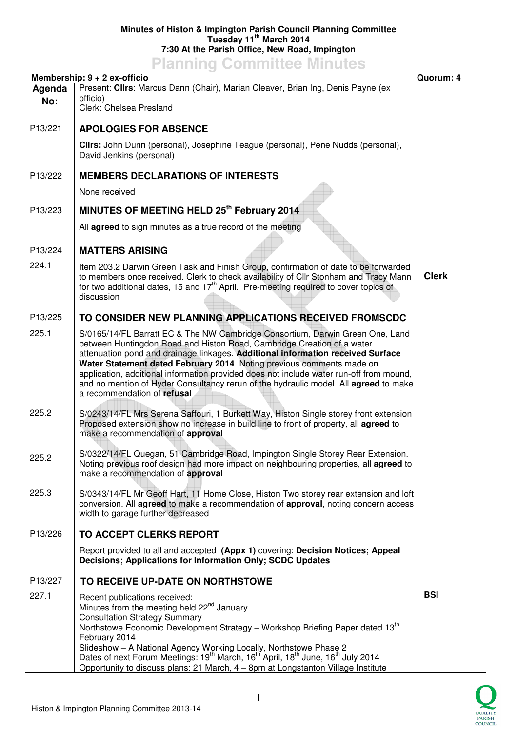**Minutes of Histon & Impington Parish Council Planning Committee**
**Tuesday 11th March 2014**
**7:30 At the Parish Office, New Road, Impington**

# Planning Committee Minutes

**Membership: 9 + 2 ex-officio** | **Quorum: 4**

| Agenda No: | Present: **Cllrs**: Marcus Dann (Chair), Marian Cleaver, Brian Ing, Denis Payne (ex officio)<br>Clerk: Chelsea Presland | |
|---|---|---|
| P13/221 | **APOLOGIES FOR ABSENCE**<br><br>**Cllrs:** John Dunn (personal), Josephine Teague (personal), Pene Nudds (personal), David Jenkins (personal) | |
| P13/222 | **MEMBERS DECLARATIONS OF INTERESTS**<br><br>None received | |
| P13/223 | **MINUTES OF MEETING HELD 25th February 2014**<br><br>All **agreed** to sign minutes as a true record of the meeting | |
| P13/224 | **MATTERS ARISING** | |
| 224.1 | Item 203.2 Darwin Green Task and Finish Group, confirmation of date to be forwarded to members once received. Clerk to check availability of Cllr Stonham and Tracy Mann for two additional dates, 15 and 17th April. Pre-meeting required to cover topics of discussion | **Clerk** |
| P13/225 | **TO CONSIDER NEW PLANNING APPLICATIONS RECEIVED FROMSCDC** | |
| 225.1 | S/0165/14/FL Barratt EC & The NW Cambridge Consortium, Darwin Green One, Land between Huntingdon Road and Histon Road, Cambridge Creation of a water attenuation pond and drainage linkages. **Additional information received Surface Water Statement dated February 2014**. Noting previous comments made on application, additional information provided does not include water run-off from mound, and no mention of Hyder Consultancy rerun of the hydraulic model. All **agreed** to make a recommendation of **refusal** | |
| 225.2 | S/0243/14/FL Mrs Serena Saffouri, 1 Burkett Way, Histon Single storey front extension Proposed extension show no increase in build line to front of property, all **agreed** to make a recommendation of **approval** | |
| 225.2 | S/0322/14/FL Quegan, 51 Cambridge Road, Impington Single Storey Rear Extension. Noting previous roof design had more impact on neighbouring properties, all **agreed** to make a recommendation of **approval** | |
| 225.3 | S/0343/14/FL Mr Geoff Hart, 11 Home Close, Histon Two storey rear extension and loft conversion. All **agreed** to make a recommendation of **approval**, noting concern access width to garage further decreased | |
| P13/226 | **TO ACCEPT CLERKS REPORT**<br><br>Report provided to all and accepted **(Appx 1)** covering: **Decision Notices; Appeal Decisions; Applications for Information Only; SCDC Updates** | |
| P13/227 | **TO RECEIVE UP-DATE ON NORTHSTOWE** | |
| 227.1 | Recent publications received:<br>Minutes from the meeting held 22nd January<br>Consultation Strategy Summary<br>Northstowe Economic Development Strategy – Workshop Briefing Paper dated 13th February 2014<br>Slideshow – A National Agency Working Locally, Northstowe Phase 2<br>Dates of next Forum Meetings: 19th March, 16th April, 18th June, 16th July 2014<br>Opportunity to discuss plans: 21 March, 4 – 8pm at Longstanton Village Institute | **BSI** |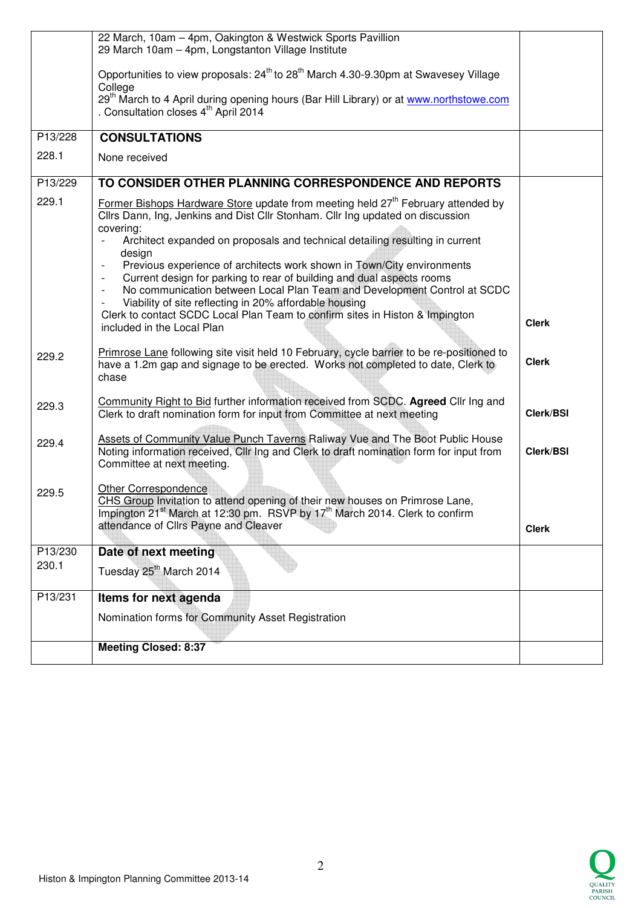| | | |
|---|---|---|
| | 22 March, 10am – 4pm, Oakington & Westwick Sports Pavillion<br>29 March 10am – 4pm, Longstanton Village Institute<br><br>Opportunities to view proposals: 24th to 28th March 4.30-9.30pm at Swavesey Village College<br>29th March to 4 April during opening hours (Bar Hill Library) or at www.northstowe.com . Consultation closes 4th April 2014 | |
| P13/228<br>228.1 | **CONSULTATIONS**<br>None received | |
| P13/229<br>229.1 | **TO CONSIDER OTHER PLANNING CORRESPONDENCE AND REPORTS**<br>Former Bishops Hardware Store update from meeting held 27th February attended by Cllrs Dann, Ing, Jenkins and Dist Cllr Stonham. Cllr Ing updated on discussion covering:<br>- Architect expanded on proposals and technical detailing resulting in current design<br>- Previous experience of architects work shown in Town/City environments<br>- Current design for parking to rear of building and dual aspects rooms<br>- No communication between Local Plan Team and Development Control at SCDC<br>- Viability of site reflecting in 20% affordable housing<br>Clerk to contact SCDC Local Plan Team to confirm sites in Histon & Impington included in the Local Plan | **Clerk** |
| 229.2 | Primrose Lane following site visit held 10 February, cycle barrier to be re-positioned to have a 1.2m gap and signage to be erected. Works not completed to date, Clerk to chase | **Clerk** |
| 229.3 | Community Right to Bid further information received from SCDC. **Agreed** Cllr Ing and Clerk to draft nomination form for input from Committee at next meeting | **Clerk/BSI** |
| 229.4 | Assets of Community Value Punch Taverns Raliway Vue and The Boot Public House Noting information received, Cllr Ing and Clerk to draft nomination form for input from Committee at next meeting. | **Clerk/BSI** |
| 229.5 | Other Correspondence<br>CHS Group Invitation to attend opening of their new houses on Primrose Lane, Impington 21st March at 12:30 pm. RSVP by 17th March 2014. Clerk to confirm attendance of Cllrs Payne and Cleaver | **Clerk** |
| P13/230<br>230.1 | **Date of next meeting**<br>Tuesday 25th March 2014 | |
| P13/231 | **Items for next agenda**<br>Nomination forms for Community Asset Registration | |
| | **Meeting Closed: 8:37** | |

Histon & Impington Planning Committee 2013-14